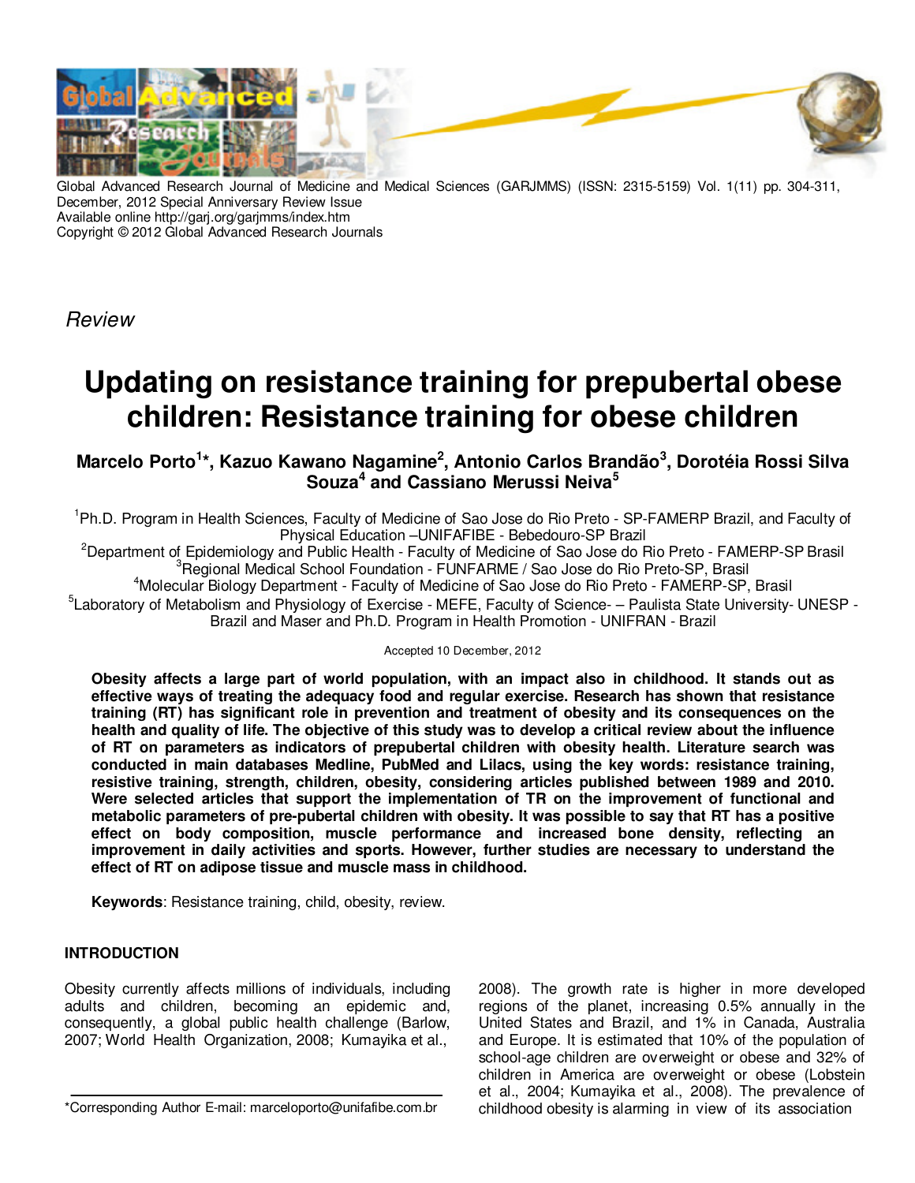Global Advanced Research Journal of Medicine and Medical Sciences (GARJMMS) (ISSN: 2315-5159) Vol. 1(11) pp. 304-311, December, 2012 Special Anniversary Review Issue
Available online http://garj.org/garjmms/index.htm
Copyright © 2012 Global Advanced Research Journals

*Review*

# Updating on resistance training for prepubertal obese children: Resistance training for obese children

**Marcelo Porto[1]*, Kazuo Kawano Nagamine[2], Antonio Carlos Brandão[3], Dorotéia Rossi Silva Souza[4] and Cassiano Merussi Neiva[5]**

[1]Ph.D. Program in Health Sciences, Faculty of Medicine of Sao Jose do Rio Preto - SP-FAMERP Brazil, and Faculty of Physical Education –UNIFAFIBE - Bebedouro-SP Brazil
[2]Department of Epidemiology and Public Health - Faculty of Medicine of Sao Jose do Rio Preto - FAMERP-SP Brasil
[3]Regional Medical School Foundation - FUNFARME / Sao Jose do Rio Preto-SP, Brasil
[4]Molecular Biology Department - Faculty of Medicine of Sao Jose do Rio Preto - FAMERP-SP, Brasil
[5]Laboratory of Metabolism and Physiology of Exercise - MEFE, Faculty of Science- – Paulista State University- UNESP - Brazil and Maser and Ph.D. Program in Health Promotion - UNIFRAN - Brazil

Accepted 10 December, 2012

**Obesity affects a large part of world population, with an impact also in childhood. It stands out as effective ways of treating the adequacy food and regular exercise. Research has shown that resistance training (RT) has significant role in prevention and treatment of obesity and its consequences on the health and quality of life. The objective of this study was to develop a critical review about the influence of RT on parameters as indicators of prepubertal children with obesity health. Literature search was conducted in main databases Medline, PubMed and Lilacs, using the key words: resistance training, resistive training, strength, children, obesity, considering articles published between 1989 and 2010. Were selected articles that support the implementation of TR on the improvement of functional and metabolic parameters of pre-pubertal children with obesity. It was possible to say that RT has a positive effect on body composition, muscle performance and increased bone density, reflecting an improvement in daily activities and sports. However, further studies are necessary to understand the effect of RT on adipose tissue and muscle mass in childhood.**

**Keywords**: Resistance training, child, obesity, review.

## INTRODUCTION

Obesity currently affects millions of individuals, including adults and children, becoming an epidemic and, consequently, a global public health challenge (Barlow, 2007; World Health Organization, 2008; Kumayika et al., 2008). The growth rate is higher in more developed regions of the planet, increasing 0.5% annually in the United States and Brazil, and 1% in Canada, Australia and Europe. It is estimated that 10% of the population of school-age children are overweight or obese and 32% of children in America are overweight or obese (Lobstein et al., 2004; Kumayika et al., 2008). The prevalence of childhood obesity is alarming in view of its association

*Corresponding Author E-mail: marceloporto@unifafibe.com.br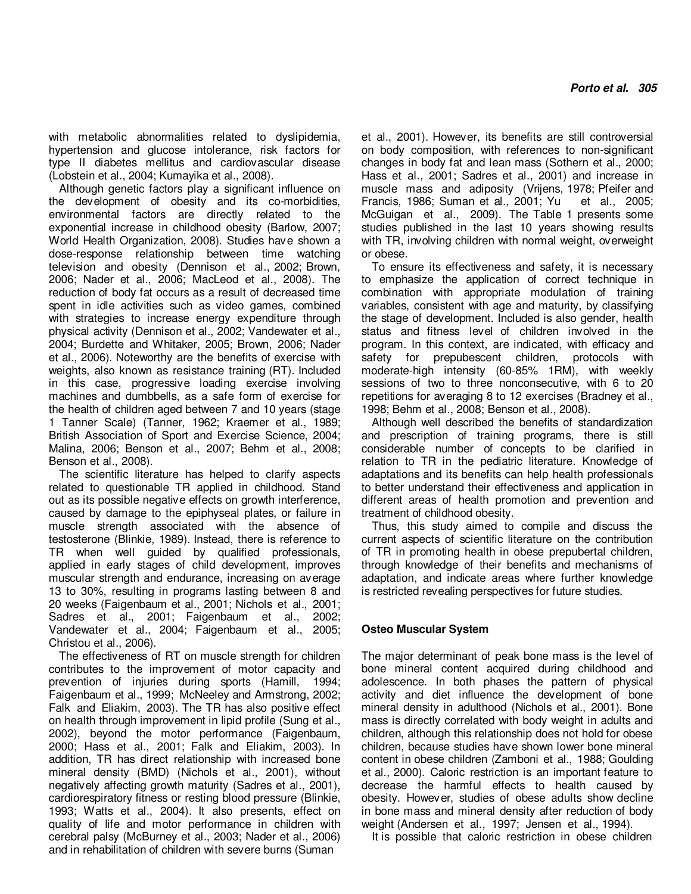with metabolic abnormalities related to dyslipidemia, hypertension and glucose intolerance, risk factors for type II diabetes mellitus and cardiovascular disease (Lobstein et al., 2004; Kumayika et al., 2008).

Although genetic factors play a significant influence on the development of obesity and its co-morbidities, environmental factors are directly related to the exponential increase in childhood obesity (Barlow, 2007; World Health Organization, 2008). Studies have shown a dose-response relationship between time watching television and obesity (Dennison et al., 2002; Brown, 2006; Nader et al., 2006; MacLeod et al., 2008). The reduction of body fat occurs as a result of decreased time spent in idle activities such as video games, combined with strategies to increase energy expenditure through physical activity (Dennison et al., 2002; Vandewater et al., 2004; Burdette and Whitaker, 2005; Brown, 2006; Nader et al., 2006). Noteworthy are the benefits of exercise with weights, also known as resistance training (RT). Included in this case, progressive loading exercise involving machines and dumbbells, as a safe form of exercise for the health of children aged between 7 and 10 years (stage 1 Tanner Scale) (Tanner, 1962; Kraemer et al., 1989; British Association of Sport and Exercise Science, 2004; Malina, 2006; Benson et al., 2007; Behm et al., 2008; Benson et al., 2008).

The scientific literature has helped to clarify aspects related to questionable TR applied in childhood. Stand out as its possible negative effects on growth interference, caused by damage to the epiphyseal plates, or failure in muscle strength associated with the absence of testosterone (Blinkie, 1989). Instead, there is reference to TR when well guided by qualified professionals, applied in early stages of child development, improves muscular strength and endurance, increasing on average 13 to 30%, resulting in programs lasting between 8 and 20 weeks (Faigenbaum et al., 2001; Nichols et al., 2001; Sadres et al., 2001; Faigenbaum et al., 2002; Vandewater et al., 2004; Faigenbaum et al., 2005; Christou et al., 2006).

The effectiveness of RT on muscle strength for children contributes to the improvement of motor capacity and prevention of injuries during sports (Hamill, 1994; Faigenbaum et al., 1999; McNeeley and Armstrong, 2002; Falk and Eliakim, 2003). The TR has also positive effect on health through improvement in lipid profile (Sung et al., 2002), beyond the motor performance (Faigenbaum, 2000; Hass et al., 2001; Falk and Eliakim, 2003). In addition, TR has direct relationship with increased bone mineral density (BMD) (Nichols et al., 2001), without negatively affecting growth maturity (Sadres et al., 2001), cardiorespiratory fitness or resting blood pressure (Blinkie, 1993; Watts et al., 2004). It also presents, effect on quality of life and motor performance in children with cerebral palsy (McBurney et al., 2003; Nader et al., 2006) and in rehabilitation of children with severe burns (Suman et al., 2001). However, its benefits are still controversial on body composition, with references to non-significant changes in body fat and lean mass (Sothern et al., 2000; Hass et al., 2001; Sadres et al., 2001) and increase in muscle mass and adiposity (Vrijens, 1978; Pfeifer and Francis, 1986; Suman et al., 2001; Yu et al., 2005; McGuigan et al., 2009). The Table 1 presents some studies published in the last 10 years showing results with TR, involving children with normal weight, overweight or obese.

To ensure its effectiveness and safety, it is necessary to emphasize the application of correct technique in combination with appropriate modulation of training variables, consistent with age and maturity, by classifying the stage of development. Included is also gender, health status and fitness level of children involved in the program. In this context, are indicated, with efficacy and safety for prepubescent children, protocols with moderate-high intensity (60-85% 1RM), with weekly sessions of two to three nonconsecutive, with 6 to 20 repetitions for averaging 8 to 12 exercises (Bradney et al., 1998; Behm et al., 2008; Benson et al., 2008).

Although well described the benefits of standardization and prescription of training programs, there is still considerable number of concepts to be clarified in relation to TR in the pediatric literature. Knowledge of adaptations and its benefits can help health professionals to better understand their effectiveness and application in different areas of health promotion and prevention and treatment of childhood obesity.

Thus, this study aimed to compile and discuss the current aspects of scientific literature on the contribution of TR in promoting health in obese prepubertal children, through knowledge of their benefits and mechanisms of adaptation, and indicate areas where further knowledge is restricted revealing perspectives for future studies.

## Osteo Muscular System

The major determinant of peak bone mass is the level of bone mineral content acquired during childhood and adolescence. In both phases the pattern of physical activity and diet influence the development of bone mineral density in adulthood (Nichols et al., 2001). Bone mass is directly correlated with body weight in adults and children, although this relationship does not hold for obese children, because studies have shown lower bone mineral content in obese children (Zamboni et al., 1988; Goulding et al., 2000). Caloric restriction is an important feature to decrease the harmful effects to health caused by obesity. However, studies of obese adults show decline in bone mass and mineral density after reduction of body weight (Andersen et al., 1997; Jensen et al., 1994).

It is possible that caloric restriction in obese children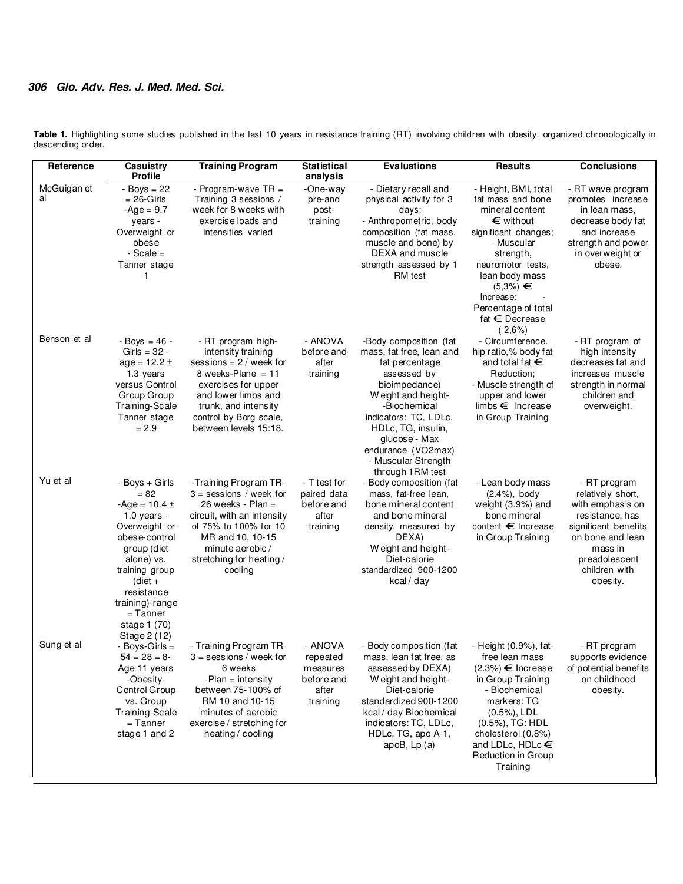**Table 1.** Highlighting some studies published in the last 10 years in resistance training (RT) involving children with obesity, organized chronologically in descending order.

| Reference | Casuistry Profile | Training Program | Statistical analysis | Evaluations | Results | Conclusions |
|---|---|---|---|---|---|---|
| McGuigan et al | - Boys = 22 = 26-Girls -Age = 9.7 years - Overweight or obese - Scale = Tanner stage 1 | - Program-wave TR = Training 3 sessions / week for 8 weeks with exercise loads and intensities varied | -One-way pre-and post-training | - Dietary recall and physical activity for 3 days; - Anthropometric, body composition (fat mass, muscle and bone) by DEXA and muscle strength assessed by 1 RM test | - Height, BMI, total fat mass and bone mineral content € without significant changes; - Muscular strength, neuromotor tests, lean body mass (5,3%) € Increase; - Percentage of total fat € Decrease ( 2,6%) | - RT wave program promotes increase in lean mass, decrease body fat and increase strength and power in overweight or obese. |
| Benson et al | - Boys = 46 - Girls = 32 - age = 12.2 ± 1.3 years versus Control Group Group Training-Scale Tanner stage = 2.9 | - RT program high-intensity training sessions = 2 / week for 8 weeks-Plane = 11 exercises for upper and lower limbs and trunk, and intensity control by Borg scale, between levels 15:18. | - ANOVA before and after training | -Body composition (fat mass, fat free, lean and fat percentage assessed by bioimpedance) Weight and height- -Biochemical indicators: TC, LDLc, HDLc, TG, insulin, glucose - Max endurance (VO2max) - Muscular Strength through 1RM test | - Circumference. hip ratio,% body fat and total fat € Reduction; - Muscle strength of upper and lower limbs € Increase in Group Training | - RT program of high intensity decreases fat and increases muscle strength in normal children and overweight. |
| Yu et al | - Boys + Girls = 82 -Age = 10.4 ± 1.0 years - Overweight or obese-control group (diet alone) vs. training group (diet + resistance training)-range = Tanner stage 1 (70) Stage 2 (12) | -Training Program TR-3 = sessions / week for 26 weeks - Plan = circuit, with an intensity of 75% to 100% for 10 MR and 10, 10-15 minute aerobic / stretching for heating / cooling | - T test for paired data before and after training | - Body composition (fat mass, fat-free lean, bone mineral content and bone mineral density, measured by DEXA) Weight and height- Diet-calorie standardized 900-1200 kcal / day | - Lean body mass (2.4%), body weight (3.9%) and bone mineral content € Increase in Group Training | - RT program relatively short, with emphasis on resistance, has significant benefits on bone and lean mass in preadolescent children with obesity. |
| Sung et al | - Boys-Girls = 54 = 28 = 8- Age 11 years -Obesity- Control Group vs. Group Training-Scale = Tanner stage 1 and 2 | - Training Program TR-3 = sessions / week for 6 weeks -Plan = intensity between 75-100% of RM 10 and 10-15 minutes of aerobic exercise / stretching for heating / cooling | - ANOVA repeated measures before and after training | - Body composition (fat mass, lean fat free, as assessed by DEXA) Weight and height- Diet-calorie standardized 900-1200 kcal / day Biochemical indicators: TC, LDLc, HDLc, TG, apo A-1, apoB, Lp (a) | - Height (0.9%), fat-free lean mass (2.3%) € Increase in Group Training - Biochemical markers: TG (0.5%), LDL (0.5%), TG: HDL cholesterol (0.8%) and LDLc, HDLc € Reduction in Group Training | - RT program supports evidence of potential benefits on childhood obesity. |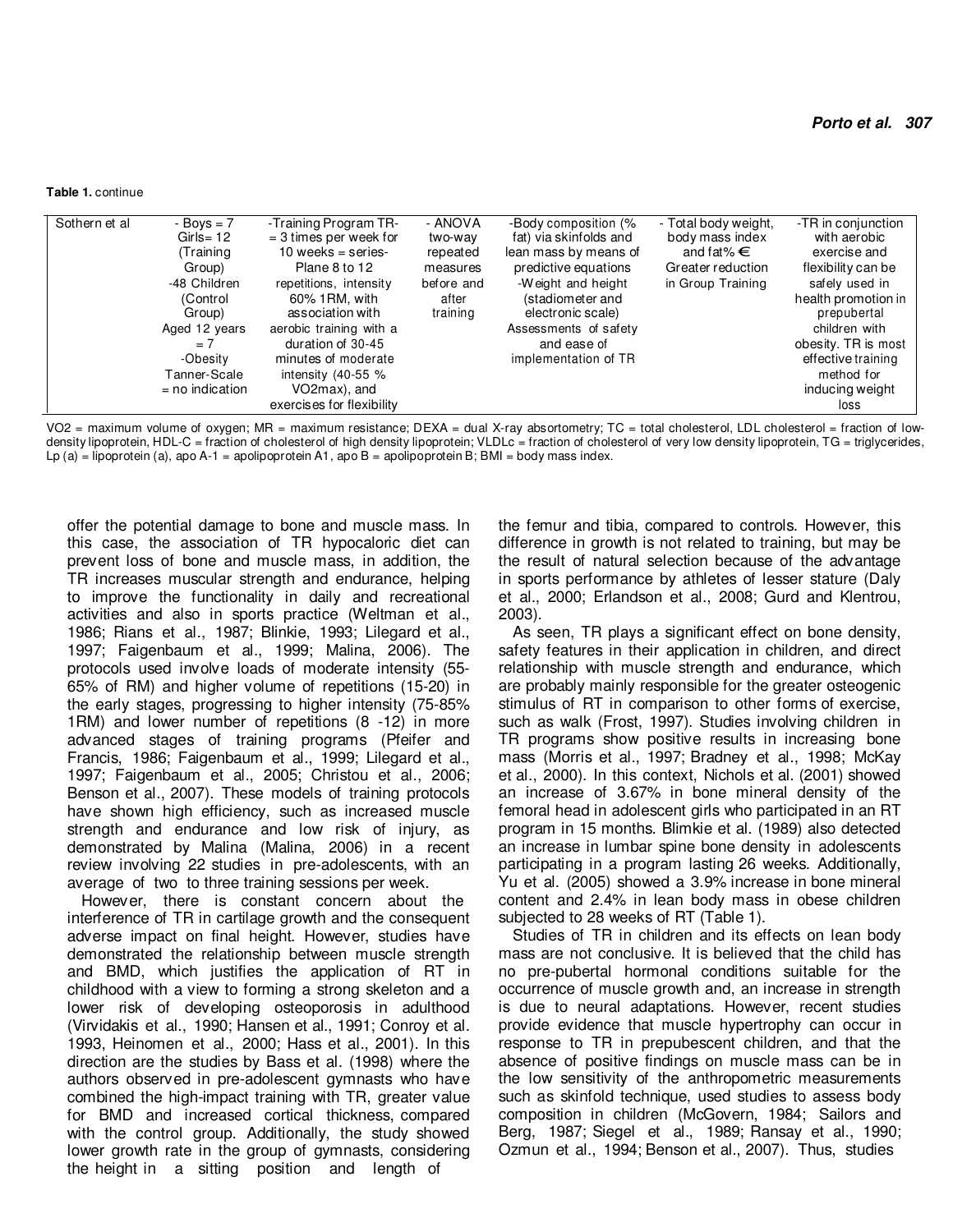**Table 1.** continue

| | | | | | | |
|---|---|---|---|---|---|---|
| Sothern et al | - Boys = 7 Girls= 12 (Training Group) -48 Children (Control Group) Aged 12 years = 7 -Obesity Tanner-Scale = no indication | -Training Program TR- = 3 times per week for 10 weeks = series-Plane 8 to 12 repetitions, intensity 60% 1RM, with association with aerobic training with a duration of 30-45 minutes of moderate intensity (40-55 % VO2max), and exercises for flexibility | - ANOVA two-way repeated measures before and after training | -Body composition (% fat) via skinfolds and lean mass by means of predictive equations -Weight and height (stadiometer and electronic scale) Assessments of safety and ease of implementation of TR | - Total body weight, body mass index and fat% € Greater reduction in Group Training | -TR in conjunction with aerobic exercise and flexibility can be safely used in health promotion in prepubertal children with obesity. TR is most effective training method for inducing weight loss |

VO2 = maximum volume of oxygen; MR = maximum resistance; DEXA = dual X-ray absortometry; TC = total cholesterol, LDL cholesterol = fraction of low-density lipoprotein, HDL-C = fraction of cholesterol of high density lipoprotein; VLDLc = fraction of cholesterol of very low density lipoprotein, TG = triglycerides, Lp (a) = lipoprotein (a), apo A-1 = apolipoprotein A1, apo B = apolipoprotein B; BMI = body mass index.

offer the potential damage to bone and muscle mass. In this case, the association of TR hypocaloric diet can prevent loss of bone and muscle mass, in addition, the TR increases muscular strength and endurance, helping to improve the functionality in daily and recreational activities and also in sports practice (Weltman et al., 1986; Rians et al., 1987; Blinkie, 1993; Lilegard et al., 1997; Faigenbaum et al., 1999; Malina, 2006). The protocols used involve loads of moderate intensity (55-65% of RM) and higher volume of repetitions (15-20) in the early stages, progressing to higher intensity (75-85% 1RM) and lower number of repetitions (8 -12) in more advanced stages of training programs (Pfeifer and Francis, 1986; Faigenbaum et al., 1999; Lilegard et al., 1997; Faigenbaum et al., 2005; Christou et al., 2006; Benson et al., 2007). These models of training protocols have shown high efficiency, such as increased muscle strength and endurance and low risk of injury, as demonstrated by Malina (Malina, 2006) in a recent review involving 22 studies in pre-adolescents, with an average of two to three training sessions per week.

However, there is constant concern about the interference of TR in cartilage growth and the consequent adverse impact on final height. However, studies have demonstrated the relationship between muscle strength and BMD, which justifies the application of RT in childhood with a view to forming a strong skeleton and a lower risk of developing osteoporosis in adulthood (Virvidakis et al., 1990; Hansen et al., 1991; Conroy et al. 1993, Heinomen et al., 2000; Hass et al., 2001). In this direction are the studies by Bass et al. (1998) where the authors observed in pre-adolescent gymnasts who have combined the high-impact training with TR, greater value for BMD and increased cortical thickness, compared with the control group. Additionally, the study showed lower growth rate in the group of gymnasts, considering the height in a sitting position and length of the femur and tibia, compared to controls. However, this difference in growth is not related to training, but may be the result of natural selection because of the advantage in sports performance by athletes of lesser stature (Daly et al., 2000; Erlandson et al., 2008; Gurd and Klentrou, 2003).

As seen, TR plays a significant effect on bone density, safety features in their application in children, and direct relationship with muscle strength and endurance, which are probably mainly responsible for the greater osteogenic stimulus of RT in comparison to other forms of exercise, such as walk (Frost, 1997). Studies involving children in TR programs show positive results in increasing bone mass (Morris et al., 1997; Bradney et al., 1998; McKay et al., 2000). In this context, Nichols et al. (2001) showed an increase of 3.67% in bone mineral density of the femoral head in adolescent girls who participated in an RT program in 15 months. Blimkie et al. (1989) also detected an increase in lumbar spine bone density in adolescents participating in a program lasting 26 weeks. Additionally, Yu et al. (2005) showed a 3.9% increase in bone mineral content and 2.4% in lean body mass in obese children subjected to 28 weeks of RT (Table 1).

Studies of TR in children and its effects on lean body mass are not conclusive. It is believed that the child has no pre-pubertal hormonal conditions suitable for the occurrence of muscle growth and, an increase in strength is due to neural adaptations. However, recent studies provide evidence that muscle hypertrophy can occur in response to TR in prepubescent children, and that the absence of positive findings on muscle mass can be in the low sensitivity of the anthropometric measurements such as skinfold technique, used studies to assess body composition in children (McGovern, 1984; Sailors and Berg, 1987; Siegel et al., 1989; Ransay et al., 1990; Ozmun et al., 1994; Benson et al., 2007). Thus, studies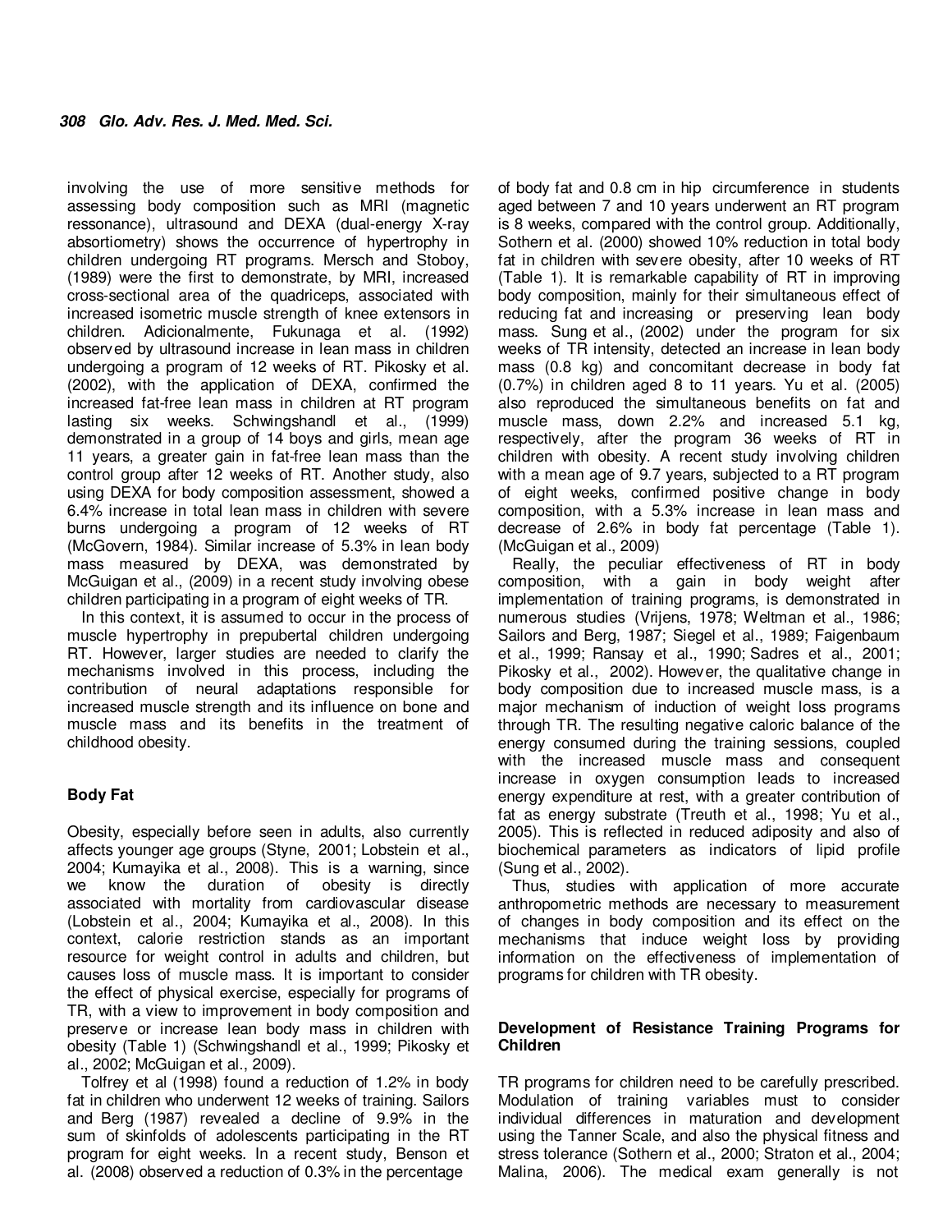involving the use of more sensitive methods for assessing body composition such as MRI (magnetic ressonance), ultrasound and DEXA (dual-energy X-ray absortiometry) shows the occurrence of hypertrophy in children undergoing RT programs. Mersch and Stoboy, (1989) were the first to demonstrate, by MRI, increased cross-sectional area of the quadriceps, associated with increased isometric muscle strength of knee extensors in children. Adicionalmente, Fukunaga et al. (1992) observed by ultrasound increase in lean mass in children undergoing a program of 12 weeks of RT. Pikosky et al. (2002), with the application of DEXA, confirmed the increased fat-free lean mass in children at RT program lasting six weeks. Schwingshandl et al., (1999) demonstrated in a group of 14 boys and girls, mean age 11 years, a greater gain in fat-free lean mass than the control group after 12 weeks of RT. Another study, also using DEXA for body composition assessment, showed a 6.4% increase in total lean mass in children with severe burns undergoing a program of 12 weeks of RT (McGovern, 1984). Similar increase of 5.3% in lean body mass measured by DEXA, was demonstrated by McGuigan et al., (2009) in a recent study involving obese children participating in a program of eight weeks of TR.

In this context, it is assumed to occur in the process of muscle hypertrophy in prepubertal children undergoing RT. However, larger studies are needed to clarify the mechanisms involved in this process, including the contribution of neural adaptations responsible for increased muscle strength and its influence on bone and muscle mass and its benefits in the treatment of childhood obesity.

## Body Fat

Obesity, especially before seen in adults, also currently affects younger age groups (Styne, 2001; Lobstein et al., 2004; Kumayika et al., 2008). This is a warning, since we know the duration of obesity is directly associated with mortality from cardiovascular disease (Lobstein et al., 2004; Kumayika et al., 2008). In this context, calorie restriction stands as an important resource for weight control in adults and children, but causes loss of muscle mass. It is important to consider the effect of physical exercise, especially for programs of TR, with a view to improvement in body composition and preserve or increase lean body mass in children with obesity (Table 1) (Schwingshandl et al., 1999; Pikosky et al., 2002; McGuigan et al., 2009).

Tolfrey et al (1998) found a reduction of 1.2% in body fat in children who underwent 12 weeks of training. Sailors and Berg (1987) revealed a decline of 9.9% in the sum of skinfolds of adolescents participating in the RT program for eight weeks. In a recent study, Benson et al. (2008) observed a reduction of 0.3% in the percentage of body fat and 0.8 cm in hip circumference in students aged between 7 and 10 years underwent an RT program is 8 weeks, compared with the control group. Additionally, Sothern et al. (2000) showed 10% reduction in total body fat in children with severe obesity, after 10 weeks of RT (Table 1). It is remarkable capability of RT in improving body composition, mainly for their simultaneous effect of reducing fat and increasing or preserving lean body mass. Sung et al., (2002) under the program for six weeks of TR intensity, detected an increase in lean body mass (0.8 kg) and concomitant decrease in body fat (0.7%) in children aged 8 to 11 years. Yu et al. (2005) also reproduced the simultaneous benefits on fat and muscle mass, down 2.2% and increased 5.1 kg, respectively, after the program 36 weeks of RT in children with obesity. A recent study involving children with a mean age of 9.7 years, subjected to a RT program of eight weeks, confirmed positive change in body composition, with a 5.3% increase in lean mass and decrease of 2.6% in body fat percentage (Table 1). (McGuigan et al., 2009)

Really, the peculiar effectiveness of RT in body composition, with a gain in body weight after implementation of training programs, is demonstrated in numerous studies (Vrijens, 1978; Weltman et al., 1986; Sailors and Berg, 1987; Siegel et al., 1989; Faigenbaum et al., 1999; Ransay et al., 1990; Sadres et al., 2001; Pikosky et al., 2002). However, the qualitative change in body composition due to increased muscle mass, is a major mechanism of induction of weight loss programs through TR. The resulting negative caloric balance of the energy consumed during the training sessions, coupled with the increased muscle mass and consequent increase in oxygen consumption leads to increased energy expenditure at rest, with a greater contribution of fat as energy substrate (Treuth et al., 1998; Yu et al., 2005). This is reflected in reduced adiposity and also of biochemical parameters as indicators of lipid profile (Sung et al., 2002).

Thus, studies with application of more accurate anthropometric methods are necessary to measurement of changes in body composition and its effect on the mechanisms that induce weight loss by providing information on the effectiveness of implementation of programs for children with TR obesity.

## Development of Resistance Training Programs for Children

TR programs for children need to be carefully prescribed. Modulation of training variables must to consider individual differences in maturation and development using the Tanner Scale, and also the physical fitness and stress tolerance (Sothern et al., 2000; Straton et al., 2004; Malina, 2006). The medical exam generally is not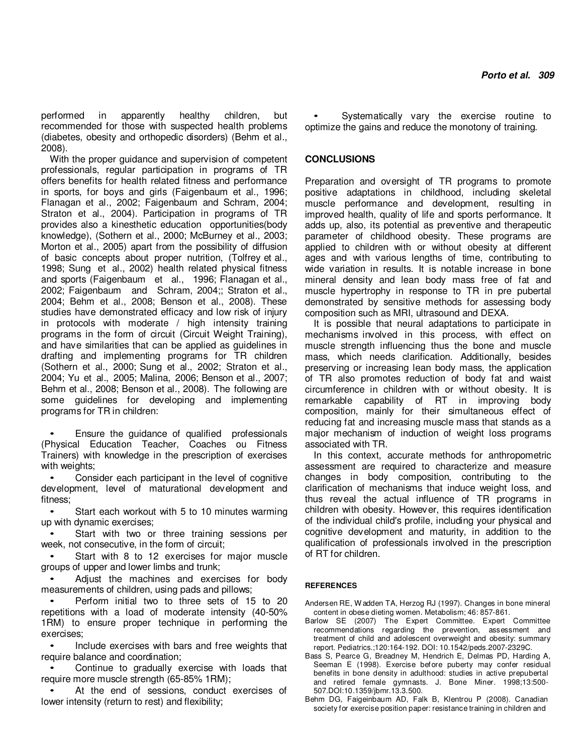performed in apparently healthy children, but recommended for those with suspected health problems (diabetes, obesity and orthopedic disorders) (Behm et al., 2008).

With the proper guidance and supervision of competent professionals, regular participation in programs of TR offers benefits for health related fitness and performance in sports, for boys and girls (Faigenbaum et al., 1996; Flanagan et al., 2002; Faigenbaum and Schram, 2004; Straton et al., 2004). Participation in programs of TR provides also a kinesthetic education opportunities(body knowledge), (Sothern et al., 2000; McBurney et al., 2003; Morton et al., 2005) apart from the possibility of diffusion of basic concepts about proper nutrition, (Tolfrey et al., 1998; Sung et al., 2002) health related physical fitness and sports (Faigenbaum et al., 1996; Flanagan et al., 2002; Faigenbaum and Schram, 2004;; Straton et al., 2004; Behm et al., 2008; Benson et al., 2008). These studies have demonstrated efficacy and low risk of injury in protocols with moderate / high intensity training programs in the form of circuit (Circuit Weight Training), and have similarities that can be applied as guidelines in drafting and implementing programs for TR children (Sothern et al., 2000; Sung et al., 2002; Straton et al., 2004; Yu et al., 2005; Malina, 2006; Benson et al., 2007; Behm et al., 2008; Benson et al., 2008). The following are some guidelines for developing and implementing programs for TR in children:

- Ensure the guidance of qualified professionals (Physical Education Teacher, Coaches ou Fitness Trainers) with knowledge in the prescription of exercises with weights;
- Consider each participant in the level of cognitive development, level of maturational development and fitness;
- Start each workout with 5 to 10 minutes warming up with dynamic exercises;
- Start with two or three training sessions per week, not consecutive, in the form of circuit;
- Start with 8 to 12 exercises for major muscle groups of upper and lower limbs and trunk;
- Adjust the machines and exercises for body measurements of children, using pads and pillows;
- Perform initial two to three sets of 15 to 20 repetitions with a load of moderate intensity (40-50% 1RM) to ensure proper technique in performing the exercises;
- Include exercises with bars and free weights that require balance and coordination;
- Continue to gradually exercise with loads that require more muscle strength (65-85% 1RM);
- At the end of sessions, conduct exercises of lower intensity (return to rest) and flexibility;
- Systematically vary the exercise routine to optimize the gains and reduce the monotony of training.

## CONCLUSIONS

Preparation and oversight of TR programs to promote positive adaptations in childhood, including skeletal muscle performance and development, resulting in improved health, quality of life and sports performance. It adds up, also, its potential as preventive and therapeutic parameter of childhood obesity. These programs are applied to children with or without obesity at different ages and with various lengths of time, contributing to wide variation in results. It is notable increase in bone mineral density and lean body mass free of fat and muscle hypertrophy in response to TR in pre pubertal demonstrated by sensitive methods for assessing body composition such as MRI, ultrasound and DEXA.

It is possible that neural adaptations to participate in mechanisms involved in this process, with effect on muscle strength influencing thus the bone and muscle mass, which needs clarification. Additionally, besides preserving or increasing lean body mass, the application of TR also promotes reduction of body fat and waist circumference in children with or without obesity. It is remarkable capability of RT in improving body composition, mainly for their simultaneous effect of reducing fat and increasing muscle mass that stands as a major mechanism of induction of weight loss programs associated with TR.

In this context, accurate methods for anthropometric assessment are required to characterize and measure changes in body composition, contributing to the clarification of mechanisms that induce weight loss, and thus reveal the actual influence of TR programs in children with obesity. However, this requires identification of the individual child's profile, including your physical and cognitive development and maturity, in addition to the qualification of professionals involved in the prescription of RT for children.

### REFERENCES

Andersen RE, Wadden TA, Herzog RJ (1997). Changes in bone mineral content in obese dieting women. Metabolism; 46: 857-861.

Barlow SE (2007) The Expert Committee. Expert Committee recommendations regarding the prevention, assessment and treatment of child and adolescent overweight and obesity: summary report. Pediatrics.;120:164-192. DOI: 10.1542/peds.2007-2329C.

Bass S, Pearce G, Breadney M, Hendrich E, Delmas PD, Harding A, Seeman E (1998). Exercise before puberty may confer residual benefits in bone density in adulthood: studies in active prepubertal and retired female gymnasts. J. Bone Miner. 1998;13:500-507.DOI:10.1359/jbmr.13.3.500.

Behm DG, Faigeinbaum AD, Falk B, Klentrou P (2008). Canadian society for exercise position paper: resistance training in children and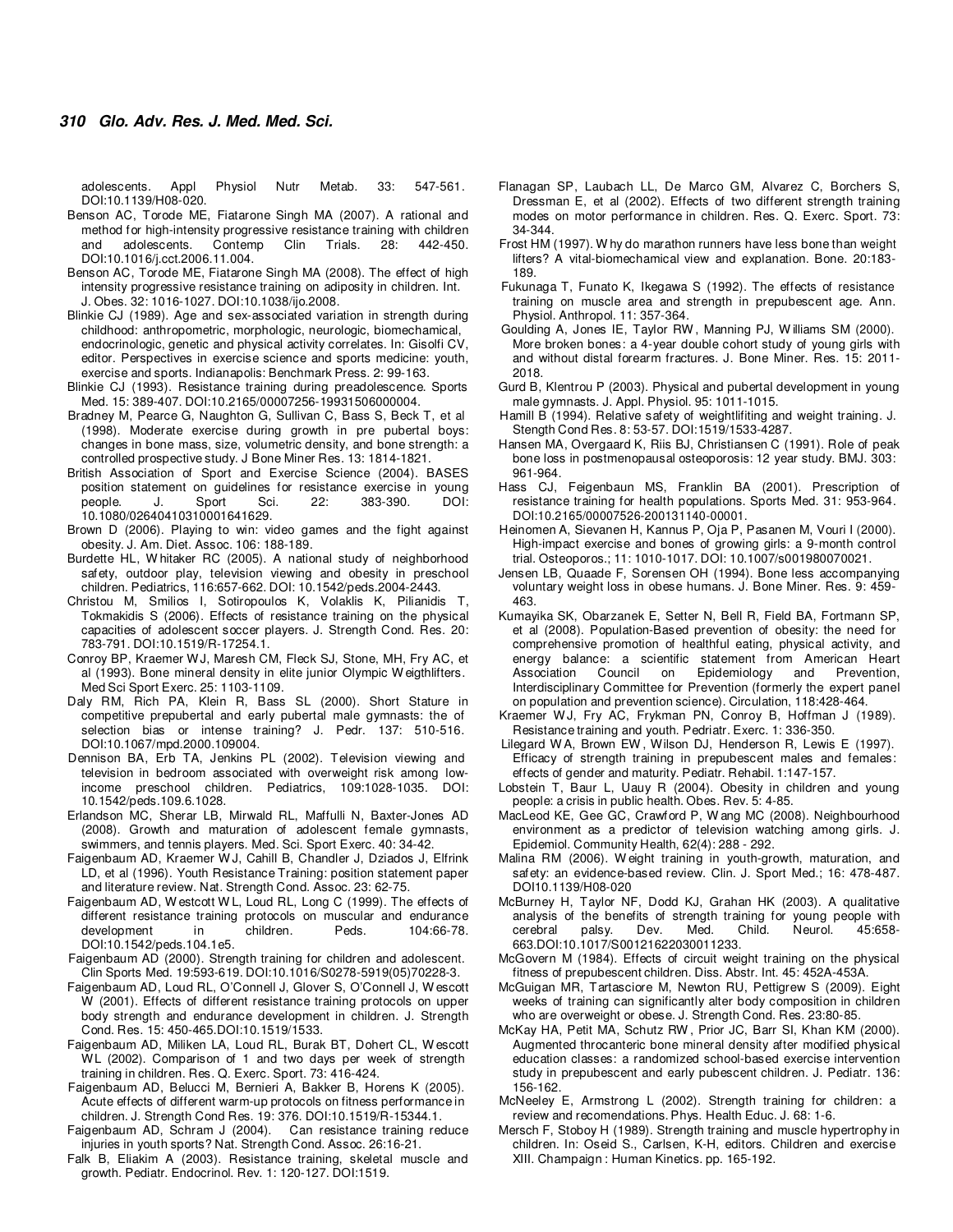adolescents. Appl Physiol Nutr Metab. 33: 547-561. DOI:10.1139/H08-020.

Benson AC, Torode ME, Fiatarone Singh MA (2007). A rational and method for high-intensity progressive resistance training with children and adolescents. Contemp Clin Trials. 28: 442-450. DOI:10.1016/j.cct.2006.11.004.

Benson AC, Torode ME, Fiatarone Singh MA (2008). The effect of high intensity progressive resistance training on adiposity in children. Int. J. Obes. 32: 1016-1027. DOI:10.1038/ijo.2008.

Blinkie CJ (1989). Age and sex-associated variation in strength during childhood: anthropometric, morphologic, neurologic, biomechamical, endocrinologic, genetic and physical activity correlates. In: Gisolfi CV, editor. Perspectives in exercise science and sports medicine: youth, exercise and sports. Indianapolis: Benchmark Press. 2: 99-163.

Blinkie CJ (1993). Resistance training during preadolescence. Sports Med. 15: 389-407. DOI:10.2165/00007256-19931506000004.

Bradney M, Pearce G, Naughton G, Sullivan C, Bass S, Beck T, et al (1998). Moderate exercise during growth in pre pubertal boys: changes in bone mass, size, volumetric density, and bone strength: a controlled prospective study. J Bone Miner Res. 13: 1814-1821.

British Association of Sport and Exercise Science (2004). BASES position statement on guidelines for resistance exercise in young people. J. Sport Sci. 22: 383-390. DOI: 10.1080/02640410310001641629.

Brown D (2006). Playing to win: video games and the fight against obesity. J. Am. Diet. Assoc. 106: 188-189.

Burdette HL, Whitaker RC (2005). A national study of neighborhood safety, outdoor play, television viewing and obesity in preschool children. Pediatrics, 116:657-662. DOI: 10.1542/peds.2004-2443.

Christou M, Smilios I, Sotiropoulos K, Volaklis K, Pilianidis T, Tokmakidis S (2006). Effects of resistance training on the physical capacities of adolescent soccer players. J. Strength Cond. Res. 20: 783-791. DOI:10.1519/R-17254.1.

Conroy BP, Kraemer WJ, Maresh CM, Fleck SJ, Stone, MH, Fry AC, et al (1993). Bone mineral density in elite junior Olympic Weigthlifters. Med Sci Sport Exerc. 25: 1103-1109.

Daly RM, Rich PA, Klein R, Bass SL (2000). Short Stature in competitive prepubertal and early pubertal male gymnasts: the of selection bias or intense training? J. Pedr. 137: 510-516. DOI:10.1067/mpd.2000.109004.

Dennison BA, Erb TA, Jenkins PL (2002). Television viewing and television in bedroom associated with overweight risk among low-income preschool children. Pediatrics, 109:1028-1035. DOI: 10.1542/peds.109.6.1028.

Erlandson MC, Sherar LB, Mirwald RL, Maffulli N, Baxter-Jones AD (2008). Growth and maturation of adolescent female gymnasts, swimmers, and tennis players. Med. Sci. Sport Exerc. 40: 34-42.

Faigenbaum AD, Kraemer WJ, Cahill B, Chandler J, Dziados J, Elfrink LD, et al (1996). Youth Resistance Training: position statement paper and literature review. Nat. Strength Cond. Assoc. 23: 62-75.

Faigenbaum AD, Westcott WL, Loud RL, Long C (1999). The effects of different resistance training protocols on muscular and endurance development in children. Peds. 104:66-78. DOI:10.1542/peds.104.1e5.

Faigenbaum AD (2000). Strength training for children and adolescent. Clin Sports Med. 19:593-619. DOI:10.1016/S0278-5919(05)70228-3.

Faigenbaum AD, Loud RL, O'Connell J, Glover S, O'Connell J, Wescott W (2001). Effects of different resistance training protocols on upper body strength and endurance development in children. J. Strength Cond. Res. 15: 450-465.DOI:10.1519/1533.

Faigenbaum AD, Miliken LA, Loud RL, Burak BT, Dohert CL, Wescott WL (2002). Comparison of 1 and two days per week of strength training in children. Res. Q. Exerc. Sport. 73: 416-424.

Faigenbaum AD, Belucci M, Bernieri A, Bakker B, Horens K (2005). Acute effects of different warm-up protocols on fitness performance in children. J. Strength Cond Res. 19: 376. DOI:10.1519/R-15344.1.

Faigenbaum AD, Schram J (2004). Can resistance training reduce injuries in youth sports? Nat. Strength Cond. Assoc. 26:16-21.

Falk B, Eliakim A (2003). Resistance training, skeletal muscle and growth. Pediatr. Endocrinol. Rev. 1: 120-127. DOI:1519.

Flanagan SP, Laubach LL, De Marco GM, Alvarez C, Borchers S, Dressman E, et al (2002). Effects of two different strength training modes on motor performance in children. Res. Q. Exerc. Sport. 73: 34-344.

Frost HM (1997). Why do marathon runners have less bone than weight lifters? A vital-biomechamical view and explanation. Bone. 20:183-189.

Fukunaga T, Funato K, Ikegawa S (1992). The effects of resistance training on muscle area and strength in prepubescent age. Ann. Physiol. Anthropol. 11: 357-364.

Goulding A, Jones IE, Taylor RW, Manning PJ, Williams SM (2000). More broken bones: a 4-year double cohort study of young girls with and without distal forearm fractures. J. Bone Miner. Res. 15: 2011-2018.

Gurd B, Klentrou P (2003). Physical and pubertal development in young male gymnasts. J. Appl. Physiol. 95: 1011-1015.

Hamill B (1994). Relative safety of weightlifiting and weight training. J. Stength Cond Res. 8: 53-57. DOI:1519/1533-4287.

Hansen MA, Overgaard K, Riis BJ, Christiansen C (1991). Role of peak bone loss in postmenopausal osteoporosis: 12 year study. BMJ. 303: 961-964.

Hass CJ, Feigenbaun MS, Franklin BA (2001). Prescription of resistance training for health populations. Sports Med. 31: 953-964. DOI:10.2165/00007526-200131140-00001.

Heinomen A, Sievanen H, Kannus P, Oja P, Pasanen M, Vouri I (2000). High-impact exercise and bones of growing girls: a 9-month control trial. Osteoporos.; 11: 1010-1017. DOI: 10.1007/s001980070021.

Jensen LB, Quaade F, Sorensen OH (1994). Bone less accompanying voluntary weight loss in obese humans. J. Bone Miner. Res. 9: 459-463.

Kumayika SK, Obarzanek E, Setter N, Bell R, Field BA, Fortmann SP, et al (2008). Population-Based prevention of obesity: the need for comprehensive promotion of healthful eating, physical activity, and energy balance: a scientific statement from American Heart Association Council on Epidemiology and Prevention, Interdisciplinary Committee for Prevention (formerly the expert panel on population and prevention science). Circulation, 118:428-464.

Kraemer WJ, Fry AC, Frykman PN, Conroy B, Hoffman J (1989). Resistance training and youth. Pedriatr. Exerc. 1: 336-350.

Lilegard WA, Brown EW, Wilson DJ, Henderson R, Lewis E (1997). Efficacy of strength training in prepubescent males and females: effects of gender and maturity. Pediatr. Rehabil. 1:147-157.

Lobstein T, Baur L, Uauy R (2004). Obesity in children and young people: a crisis in public health. Obes. Rev. 5: 4-85.

MacLeod KE, Gee GC, Crawford P, Wang MC (2008). Neighbourhood environment as a predictor of television watching among girls. J. Epidemiol. Community Health, 62(4): 288 - 292.

Malina RM (2006). Weight training in youth-growth, maturation, and safety: an evidence-based review. Clin. J. Sport Med.; 16: 478-487. DOI10.1139/H08-020

McBurney H, Taylor NF, Dodd KJ, Grahan HK (2003). A qualitative analysis of the benefits of strength training for young people with cerebral palsy. Dev. Med. Child. Neurol. 45:658-663.DOI:10.1017/S00121622030011233.

McGovern M (1984). Effects of circuit weight training on the physical fitness of prepubescent children. Diss. Abstr. Int. 45: 452A-453A.

McGuigan MR, Tartasciore M, Newton RU, Pettigrew S (2009). Eight weeks of training can significantly alter body composition in children who are overweight or obese. J. Strength Cond. Res. 23:80-85.

McKay HA, Petit MA, Schutz RW, Prior JC, Barr SI, Khan KM (2000). Augmented throcanteric bone mineral density after modified physical education classes: a randomized school-based exercise intervention study in prepubescent and early pubescent children. J. Pediatr. 136: 156-162.

McNeeley E, Armstrong L (2002). Strength training for children: a review and recomendations. Phys. Health Educ. J. 68: 1-6.

Mersch F, Stoboy H (1989). Strength training and muscle hypertrophy in children. In: Oseid S., Carlsen, K-H, editors. Children and exercise XIII. Champaign : Human Kinetics. pp. 165-192.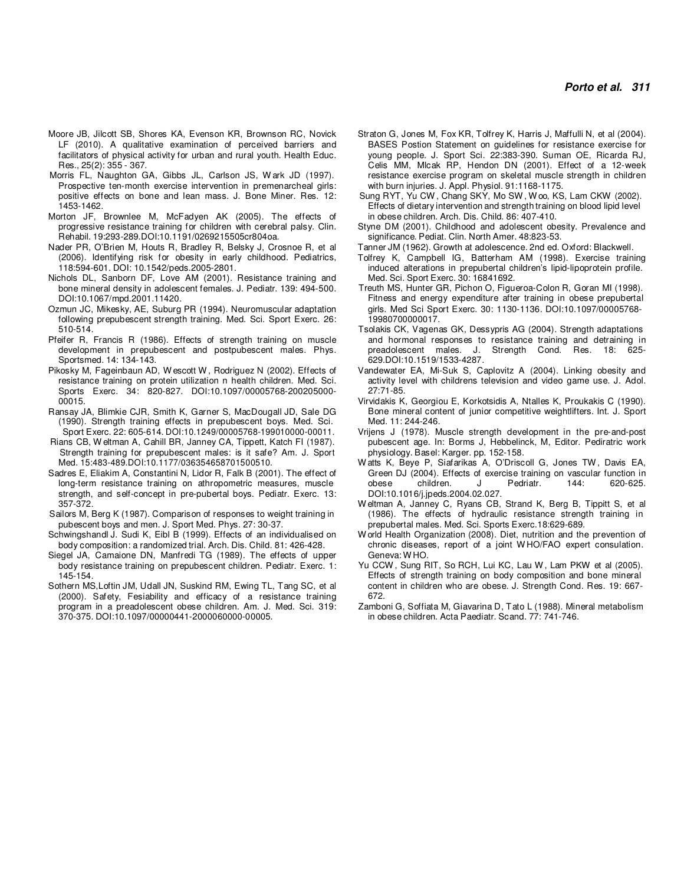Moore JB, Jilcott SB, Shores KA, Evenson KR, Brownson RC, Novick LF (2010). A qualitative examination of perceived barriers and facilitators of physical activity for urban and rural youth. Health Educ. Res., 25(2): 355 - 367.

Morris FL, Naughton GA, Gibbs JL, Carlson JS, Wark JD (1997). Prospective ten-month exercise intervention in premenarcheal girls: positive effects on bone and lean mass. J. Bone Miner. Res. 12: 1453-1462.

Morton JF, Brownlee M, McFadyen AK (2005). The effects of progressive resistance training for children with cerebral palsy. Clin. Rehabil. 19:293-289.DOI:10.1191/0269215505cr804oa.

Nader PR, O'Brien M, Houts R, Bradley R, Belsky J, Crosnoe R, et al (2006). Identifying risk for obesity in early childhood. Pediatrics, 118:594-601. DOI: 10.1542/peds.2005-2801.

Nichols DL, Sanborn DF, Love AM (2001). Resistance training and bone mineral density in adolescent females. J. Pediatr. 139: 494-500. DOI:10.1067/mpd.2001.11420.

Ozmun JC, Mikesky, AE, Suburg PR (1994). Neuromuscular adaptation following prepubescent strength training. Med. Sci. Sport Exerc. 26: 510-514.

Pfeifer R, Francis R (1986). Effects of strength training on muscle development in prepubescent and postpubescent males. Phys. Sportsmed. 14: 134-143.

Pikosky M, Fageinbaun AD, Wescott W, Rodriguez N (2002). Effects of resistance training on protein utilization n health children. Med. Sci. Sports Exerc. 34: 820-827. DOI:10.1097/00005768-200205000-00015.

Ransay JA, Blimkie CJR, Smith K, Garner S, MacDougall JD, Sale DG (1990). Strength training effects in prepubescent boys. Med. Sci. Sport Exerc. 22: 605-614. DOI:10.1249/00005768-199010000-00011.

Rians CB, Weltman A, Cahill BR, Janney CA, Tippett, Katch FI (1987). Strength training for prepubescent males: is it safe? Am. J. Sport Med. 15:483-489.DOI:10.1177/036354658701500510.

Sadres E, Eliakim A, Constantini N, Lidor R, Falk B (2001). The effect of long-term resistance training on athropometric measures, muscle strength, and self-concept in pre-pubertal boys. Pediatr. Exerc. 13: 357-372.

Sailors M, Berg K (1987). Comparison of responses to weight training in pubescent boys and men. J. Sport Med. Phys. 27: 30-37.

Schwingshandl J. Sudi K, Eibl B (1999). Effects of an individualised on body composition: a randomized trial. Arch. Dis. Child. 81: 426-428.

Siegel JA, Camaione DN, Manfredi TG (1989). The effects of upper body resistance training on prepubescent children. Pediatr. Exerc. 1: 145-154.

Sothern MS,Loftin JM, Udall JN, Suskind RM, Ewing TL, Tang SC, et al (2000). Safety, Fesiability and efficacy of a resistance training program in a preadolescent obese children. Am. J. Med. Sci. 319: 370-375. DOI:10.1097/00000441-2000060000-00005.

Straton G, Jones M, Fox KR, Tolfrey K, Harris J, Maffulli N, et al (2004). BASES Postion Statement on guidelines for resistance exercise for young people. J. Sport Sci. 22:383-390. Suman OE, Ricarda RJ, Celis MM, Mlcak RP, Hendon DN (2001). Effect of a 12-week resistance exercise program on skeletal muscle strength in children with burn injuries. J. Appl. Physiol. 91:1168-1175.

Sung RYT, Yu CW, Chang SKY, Mo SW, Woo, KS, Lam CKW (2002). Effects of dietary intervention and strength training on blood lipid level in obese children. Arch. Dis. Child. 86: 407-410.

Styne DM (2001). Childhood and adolescent obesity. Prevalence and significance. Pediat. Clin. North Amer. 48:823-53.

Tanner JM (1962). Growth at adolescence. 2nd ed. Oxford: Blackwell.

Tolfrey K, Campbell IG, Batterham AM (1998). Exercise training induced alterations in prepubertal children's lipid-lipoprotein profile. Med. Sci. Sport Exerc. 30: 16841692.

Treuth MS, Hunter GR, Pichon O, Figueroa-Colon R, Goran MI (1998). Fitness and energy expenditure after training in obese prepubertal girls. Med Sci Sport Exerc. 30: 1130-1136. DOI:10.1097/00005768-19980700000017.

Tsolakis CK, Vagenas GK, Dessypris AG (2004). Strength adaptations and hormonal responses to resistance training and detraining in preadolescent males. J. Strength Cond. Res. 18: 625-629.DOI:10.1519/1533-4287.

Vandewater EA, Mi-Suk S, Caplovitz A (2004). Linking obesity and activity level with childrens television and video game use. J. Adol. 27:71-85.

Virvidakis K, Georgiou E, Korkotsidis A, Ntalles K, Proukakis C (1990). Bone mineral content of junior competitive weightlifters. Int. J. Sport Med. 11: 244-246.

Vrijens J (1978). Muscle strength development in the pre-and-post pubescent age. In: Borms J, Hebbelinck, M, Editor. Pediatric work physiology. Basel: Karger. pp. 152-158.

Watts K, Beye P, Siafarikas A, O'Driscoll G, Jones TW, Davis EA, Green DJ (2004). Effects of exercise training on vascular function in obese children. J Pedriatr. 144: 620-625. DOI:10.1016/j.jpeds.2004.02.027.

Weltman A, Janney C, Ryans CB, Strand K, Berg B, Tippitt S, et al (1986). The effects of hydraulic resistance strength training in prepubertal males. Med. Sci. Sports Exerc.18:629-689.

World Health Organization (2008). Diet, nutrition and the prevention of chronic diseases, report of a joint WHO/FAO expert consulation. Geneva: WHO.

Yu CCW, Sung RIT, So RCH, Lui KC, Lau W, Lam PKW et al (2005). Effects of strength training on body composition and bone mineral content in children who are obese. J. Strength Cond. Res. 19: 667-672.

Zamboni G, Soffiata M, Giavarina D, Tato L (1988). Mineral metabolism in obese children. Acta Paediatr. Scand. 77: 741-746.